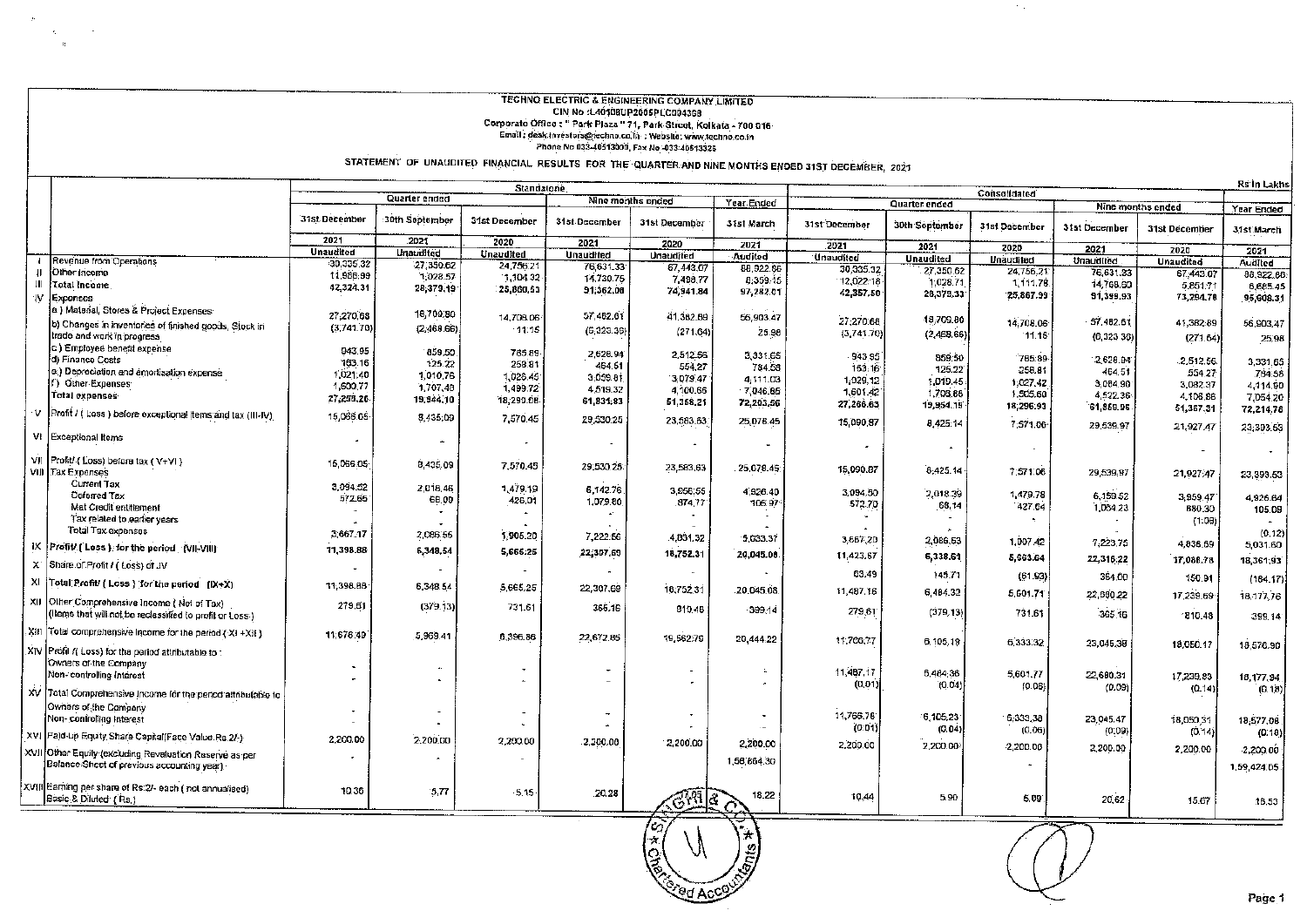# TECHNO ELECTRIC & ENGINEERING COMPANY LIMITED

CIN No :L40108UP2005PLC094368

Corporate Office : " Park Plaza " 71, Park Street, Kolkata - 700 016

Email : desk.investors@techno.co.in : Website: www.techno.co.in

Phone No 033-40513000, Fax No -033-40513326

## STATEMENT OF UNAUDITED FINANCIAL RESULTS FOR THE QUARTER AND NINE MONTHS ENDED 31ST DECEMBER, 2021

Rs in Lakhs

| | | Standalone | | | | | | Consolidated | | | | | |
|---|---|---|---|---|---|---|---|---|---|---|---|---|---|
| | | Quarter ended | | | Nine months ended | | Year Ended | Quarter ended | | | Nine months ended | | Year Ended |
| | | 31st December 2021 | 30th September 2021 | 31st December 2020 | 31st December 2021 | 31st December 2020 | 31st March 2021 | 31st December 2021 | 30th September 2021 | 31st December 2020 | 31st December 2021 | 31st December 2020 | 31st March 2021 |
| | | Unaudited | Unaudited | Unaudited | Unaudited | Unaudited | Audited | Unaudited | Unaudited | Unaudited | Unaudited | Unaudited | Audited |
| I | Revenue from Operations | 30,335.32 | 27,350.62 | 24,756.21 | 76,631.33 | 67,443.07 | 88,922.86 | 30,335.32 | 27,350.62 | 24,756.21 | 76,631.33 | 67,443.07 | 88,922.86 |
| II | Other Income | 11,988.99 | 1,028.57 | 1,104.32 | 14,730.75 | 7,498.77 | 8,359.15 | 12,022.18 | 1,028.71 | 1,111.78 | 14,768.60 | 5,851.71 | 6,685.45 |
| III | Total Income | 42,324.31 | 28,379.19 | 25,860.53 | 91,362.08 | 74,941.84 | 97,282.01 | 42,357.50 | 28,379.33 | 25,867.99 | 91,399.93 | 73,294.78 | 95,608.31 |
| IV | Expenses | | | | | | | | | | | | |
| | a ) Material, Stores & Project Expenses | 27,270.68 | 18,709.80 | 14,708.06 | 57,482.61 | 41,382.89 | 56,903.47 | 27,270.68 | 18,709.80 | 14,708.06 | 57,482.61 | 41,382.89 | 56,903.47 |
| | b) Changes in inventories of finished goods, Stock in trade and work in progress | (3,741.70) | (2,468.66) | 11.16 | (6,323.36) | (271.64) | 25.98 | (3,741.70) | (2,468.66) | 11.16 | (6,323.36) | (271.64) | 25.98 |
| | c ) Employee benefit expense | 943.95 | 859.50 | 785.89 | 2,626.94 | 2,512.56 | 3,331.65 | 943.95 | 859.50 | 785.89 | 2,626.94 | 2,512.56 | 3,331.65 |
| | d) Finance Costs | 163.16 | 125.22 | 258.81 | 464.51 | 554.27 | 784.58 | 163.16 | 125.22 | 258.81 | 464.51 | 554.27 | 784.58 |
| | e ) Depreciation and amortisation expense | 1,021.40 | 1,010.76 | 1,026.45 | 3,059.81 | 3,079.47 | 4,111.03 | 1,029.12 | 1,019.45 | 1,027.42 | 3,084.90 | 3,082.37 | 4,114.90 |
| | f ) Other Expenses | 1,600.77 | 1,707.48 | 1,499.72 | 4,519.32 | 4,100.65 | 7,046.85 | 1,601.42 | 1,708.86 | 1,505.60 | 4,522.36 | 4,108.86 | 7,054.20 |
| | Total expenses | 27,258.26 | 19,944.10 | 18,290.08 | 61,831.83 | 51,358.21 | 72,203.56 | 27,266.63 | 19,954.15 | 18,296.93 | 61,859.96 | 51,367.31 | 72,214.78 |
| V | Profit / ( Loss ) before exceptional items and tax (III-IV) | 15,066.05 | 8,435.09 | 7,570.45 | 29,530.25 | 23,583.63 | 25,078.45 | 15,090.87 | 8,425.14 | 7,571.06 | 29,539.97 | 21,927.47 | 23,393.53 |
| VI | Exceptional Items | - | - | - | - | - | - | - | - | - | - | - | - |
| VII | Profit/ ( Loss) before tax ( V+VI ) | 15,066.05 | 8,435.09 | 7,570.45 | 29,530.25 | 23,583.63 | 25,078.45 | 15,090.87 | 8,425.14 | 7,571.06 | 29,539.97 | 21,927.47 | 23,393.53 |
| VIII | Tax Expenses | | | | | | | | | | | | |
| | Current Tax | 3,094.52 | 2,018.46 | 1,479.19 | 6,142.76 | 3,956.55 | 4,926.40 | 3,094.50 | 2,018.39 | 1,479.78 | 6,159.52 | 3,959.47 | 4,926.64 |
| | Deferred Tax | 572.65 | 68.09 | 426.01 | 1,079.80 | 874.77 | 106.97 | 572.70 | 68.14 | 427.64 | 1,064.23 | 880.30 | 105.09 |
| | Mat Credit entitlement | - | - | - | - | - | - | - | - | - | - | - | - |
| | Tax related to earlier years | - | - | - | - | - | - | - | - | - | - | (1.08) | (0.12) |
| | Total Tax expenses | 3,667.17 | 2,086.55 | 1,905.20 | 7,222.56 | 4,831.32 | 5,033.37 | 3,667.20 | 2,086.53 | 1,907.42 | 7,223.75 | 4,838.69 | 5,031.60 |
| IX | Profit/ ( Loss ) for the period (VII-VIII) | 11,398.88 | 6,348.54 | 5,665.25 | 22,307.69 | 18,752.31 | 20,045.08 | 11,423.67 | 6,338.61 | 5,663.64 | 22,316.22 | 17,088.78 | 18,361.93 |
| X | Share of Profit / ( Loss) of JV | - | - | - | - | - | - | 63.49 | 145.71 | (61.93) | 364.00 | 150.91 | (184.17) |
| XI | Total Profit/ ( Loss ) for the period (IX+X) | 11,398.88 | 6,348.54 | 5,665.25 | 22,307.69 | 18,752.31 | 20,045.08 | 11,487.16 | 6,484.32 | 5,601.71 | 22,680.22 | 17,239.69 | 18,177.76 |
| XII | Other Comprehensive Income ( Net of Tax) (Items that will not be reclassified to profit or Loss ) | 279.61 | (379.13) | 731.61 | 365.16 | 810.48 | 399.14 | 279.61 | (379.13) | 731.61 | 365.16 | 810.48 | 399.14 |
| XIII | Total comprehensive income for the period ( XI +XII ) | 11,678.49 | 5,969.41 | 6,396.86 | 22,672.85 | 19,562.79 | 20,444.22 | 11,766.77 | 6,105.19 | 6,333.32 | 23,045.38 | 18,050.17 | 18,576.90 |
| XIV | Profit /( Loss) for the period attributable to : | | | | | | | | | | | | |
| | Owners of the Company | - | - | - | - | - | - | 11,487.17 | 6,484.36 | 5,601.77 | 22,680.31 | 17,239.83 | 18,177.94 |
| | Non- controlling Interest | - | - | - | - | - | - | (0.01) | (0.04) | (0.06) | (0.09) | (0.14) | (0.18) |
| XV | Total Comprehensive Income for the period attributable to | | | | | | | | | | | | |
| | Owners of the Company | - | - | - | - | - | - | 11,766.78 | 6,105.23 | 6,333.38 | 23,045.47 | 18,050.31 | 18,577.08 |
| | Non- controlling Interest | - | - | - | - | - | - | (0.01) | (0.04) | (0.06) | (0.09) | (0.14) | (0.18) |
| XVI | Paid-up Equity Share Capital(Face Value Rs 2/-) | 2,200.00 | 2,200.00 | 2,200.00 | 2,200.00 | 2,200.00 | 2,200.00 | 2,200.00 | 2,200.00 | 2,200.00 | 2,200.00 | 2,200.00 | 2,200.00 |
| XVII | Other Equity (excluding Revaluation Reserve as per Balance Sheet of previous accounting year) | - | - | - | - | - | 1,58,664.30 | | | - | | | 1,59,424.05 |
| XVIII | Earning per share of Rs.2/- each ( not annualised) Basic & Diluted ( Rs.) | 10.36 | 5.77 | 5.15 | 20.28 | | 18.22 | 10.44 | 5.90 | 5.09 | 20.62 | 15.67 | 16.53 |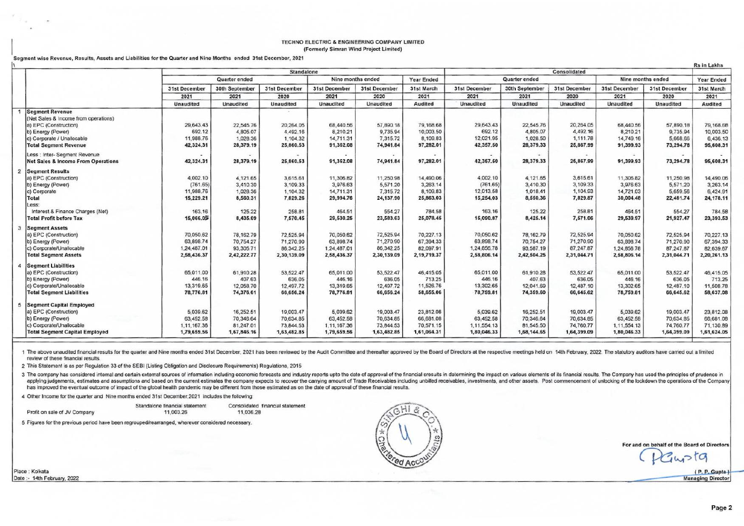TECHNO ELECTRIC & ENGINEERING COMPANY LIMITED
(Formerly Simran Wind Project Limited)

Segment wise Revenue, Results, Assets and Liabilities for the Quarter and Nine Months ended 31st December, 2021

Rs in Lakhs

| | | Standalone | | | | | | Consolidated | | | | | |
|---|---|---|---|---|---|---|---|---|---|---|---|---|---|
| | | Quarter ended | | | Nine months ended | | Year Ended | Quarter ended | | | Nine months ended | | Year Ended |
| | | 31st December 2021 | 30th September 2021 | 31st December 2020 | 31st December 2021 | 31st December 2020 | 31st March 2021 | 31st December 2021 | 30th September 2021 | 31st December 2020 | 31st December 2021 | 31st December 2020 | 31st March 2021 |
| | | Unaudited | Unaudited | Unaudited | Unaudited | Unaudited | Audited | Unaudited | Unaudited | Unaudited | Unaudited | Unaudited | Audited |
| 1 | **Segment Revenue** (Net Sales & Income from operations) | | | | | | | | | | | | |
| | a) EPC (Construction) | 29,643.43 | 22,545.76 | 20,264.05 | 68,440.56 | 57,890.18 | 79,168.68 | 29,643.43 | 22,545.76 | 20,264.05 | 68,440.56 | 57,890.18 | 79,168.68 |
| | b) Energy (Power) | 692.12 | 4,805.07 | 4,492.16 | 8,210.21 | 9,735.94 | 10,003.50 | 692.12 | 4,805.07 | 4,492.16 | 8,210.21 | 9,735.94 | 10,003.50 |
| | c) Corporate / Unallocable | 11,988.76 | 1,028.36 | 1,104.32 | 14,711.31 | 7,315.72 | 8,109.83 | 12,021.95 | 1,028.50 | 1,111.78 | 14,749.16 | 5,668.66 | 6,436.13 |
| | **Total Segment Revenue** | **42,324.31** | **28,379.19** | **25,860.53** | **91,362.08** | **74,941.84** | **97,282.01** | **42,357.50** | **28,379.33** | **25,867.99** | **91,399.93** | **73,294.78** | **95,608.31** |
| | Less : Inter- Segment Revenue | - | - | - | - | - | - | - | - | - | - | - | - |
| | **Net Sales & Income From Operations** | **42,324.31** | **28,379.19** | **25,860.53** | **91,362.08** | **74,941.84** | **97,282.01** | **42,357.50** | **28,379.33** | **25,867.99** | **91,399.93** | **73,294.78** | **95,608.31** |
| 2 | **Segment Results** | | | | | | | | | | | | |
| | a) EPC (Construction) | 4,002.10 | 4,121.65 | 3,615.61 | 11,306.82 | 11,250.98 | 14,490.06 | 4,002.10 | 4,121.65 | 3,615.61 | 11,306.82 | 11,250.98 | 14,490.06 |
| | b) Energy (Power) | (761.65) | 3,410.30 | 3,109.33 | 3,976.63 | 5,571.20 | 3,263.14 | (761.65) | 3,410.30 | 3,109.33 | 3,976.63 | 5,571.20 | 3,263.14 |
| | c) Corporate | 11,988.76 | 1,028.36 | 1,104.32 | 14,711.31 | 7,315.72 | 8,109.83 | 12,013.58 | 1,018.41 | 1,104.93 | 14,721.03 | 5,659.56 | 6,424.91 |
| | **Total** | **15,229.21** | **8,560.31** | **7,829.26** | **29,994.76** | **24,137.90** | **25,863.03** | **15,254.03** | **8,550.36** | **7,829.87** | **30,004.48** | **22,481.74** | **24,178.11** |
| | Less: | | | | | | | | | | | | |
| | Interest & Finance Charges (Net) | 163.16 | 125.22 | 258.81 | 464.51 | 554.27 | 784.58 | 163.16 | 125.22 | 258.81 | 464.51 | 554.27 | 784.58 |
| | **Total Profit before Tax** | **15,066.05** | **8,435.09** | **7,570.45** | **29,530.25** | **23,583.63** | **25,078.45** | **15,090.87** | **8,425.14** | **7,571.06** | **29,539.97** | **21,927.47** | **23,393.53** |
| 3 | **Segment Assets** | | | | | | | | | | | | |
| | a) EPC (Construction) | 70,050.62 | 78,162.79 | 72,525.94 | 70,050.62 | 72,525.94 | 70,227.13 | 70,050.62 | 78,162.79 | 72,525.94 | 70,050.62 | 72,525.94 | 70,227.13 |
| | b) Energy (Power) | 63,898.74 | 70,754.27 | 71,270.90 | 63,898.74 | 71,270.90 | 67,394.33 | 63,898.74 | 70,754.27 | 71,270.90 | 63,898.74 | 71,270.90 | 67,394.33 |
| | c) Corporate/Unallocable | 1,24,487.01 | 93,305.71 | 86,342.25 | 1,24,487.01 | 86,342.25 | 82,097.91 | 1,24,856.78 | 93,587.19 | 87,247.87 | 1,24,856.78 | 87,247.87 | 82,639.67 |
| | **Total Segment Assets** | **2,58,436.37** | **2,42,222.77** | **2,30,139.09** | **2,58,436.37** | **2,30,139.09** | **2,19,719.37** | **2,58,806.14** | **2,42,504.25** | **2,31,044.71** | **2,58,806.14** | **2,31,044.71** | **2,20,261.13** |
| 4 | **Segment Liabilities** | | | | | | | | | | | | |
| | a) EPC (Construction) | 65,011.00 | 61,910.28 | 53,522.47 | 65,011.00 | 53,522.47 | 46,415.05 | 65,011.00 | 61,910.28 | 53,522.47 | 65,011.00 | 53,522.47 | 46,415.05 |
| | b) Energy (Power) | 446.16 | 407.63 | 636.05 | 446.16 | 636.05 | 713.25 | 446.16 | 407.63 | 636.05 | 446.16 | 636.05 | 713.25 |
| | c) Corporate/Unallocable | 13,319.65 | 12,058.70 | 12,497.72 | 13,319.65 | 12,497.72 | 11,526.76 | 13,302.65 | 12,041.69 | 12,487.10 | 13,302.65 | 12,487.10 | 11,508.78 |
| | **Total Segment Liabilities** | **78,776.81** | **74,376.61** | **66,656.24** | **78,776.81** | **66,656.24** | **58,655.06** | **78,759.81** | **74,359.60** | **66,645.62** | **78,759.81** | **66,645.62** | **58,637.08** |
| 5 | **Segment Capital Employed** | | | | | | | | | | | | |
| | a) EPC (Construction) | 5,039.62 | 16,252.51 | 19,003.47 | 5,039.62 | 19,003.47 | 23,812.08 | 5,039.62 | 16,252.51 | 19,003.47 | 5,039.62 | 19,003.47 | 23,812.08 |
| | b) Energy (Power) | 63,452.58 | 70,346.64 | 70,634.85 | 63,452.58 | 70,634.85 | 66,681.08 | 63,452.58 | 70,346.64 | 70,634.85 | 63,452.58 | 70,634.85 | 66,681.08 |
| | c) Corporate/Unallocable | 1,11,167.36 | 81,247.01 | 73,844.53 | 1,11,167.36 | 73,844.53 | 70,571.15 | 1,11,554.13 | 81,545.50 | 74,760.77 | 1,11,554.13 | 74,760.77 | 71,130.89 |
| | **Total Segment Capital Employed** | **1,79,659.56** | **1,67,846.16** | **1,63,482.85** | **1,79,659.56** | **1,63,482.85** | **1,61,064.31** | **1,80,046.33** | **1,68,144.65** | **1,64,399.09** | **1,80,046.33** | **1,64,399.09** | **1,61,624.05** |

1 The above unaudited financial results for the quarter and Nine months ended 31st December, 2021 has been reviewed by the Audit Committee and thereafter approved by the Board of Directors at the respective meetings held on 14th February, 2022. The statutory auditors have carried out a limited review of these financial results.

2 This Statement is as per Regulation 33 of the SEBI (Listing Obligation and Disclosure Requirements) Regulations, 2015

3 The company has considered internal and certain external sources of information including economic forecasts and industry reports upto the date of approval of the financial sresults in determining the impact on various elements of its financial results. The Company has used the principles of prudence in applying judgements, estimates and assumptions and based on the current estimates the company expects to recover the carrying amount of Trade Receivables including unbilled receivables, investments, and other assets. Post commencement of unlocking of the lockdown the operations of the Company has improved the eventual outcome of impact of the global health pandemic may be different from those estimated as on the date of approval of these financial results.

4 Other Income for the quarter and Nine months ended 31st December,2021 includes the following:

| | Standalone financial statement | Consolidated financial statement |
|---|---|---|
| Profit on sale of JV Company | 11,003.26 | 11,036.28 |

5 Figures for the previous period have been regrouped/rearranged, wherever considered necessary.

For and on behalf of the Board of Directors

( P. P. Gupta )
Managing Director

Place : Kolkata
Date :- 14th February, 2022